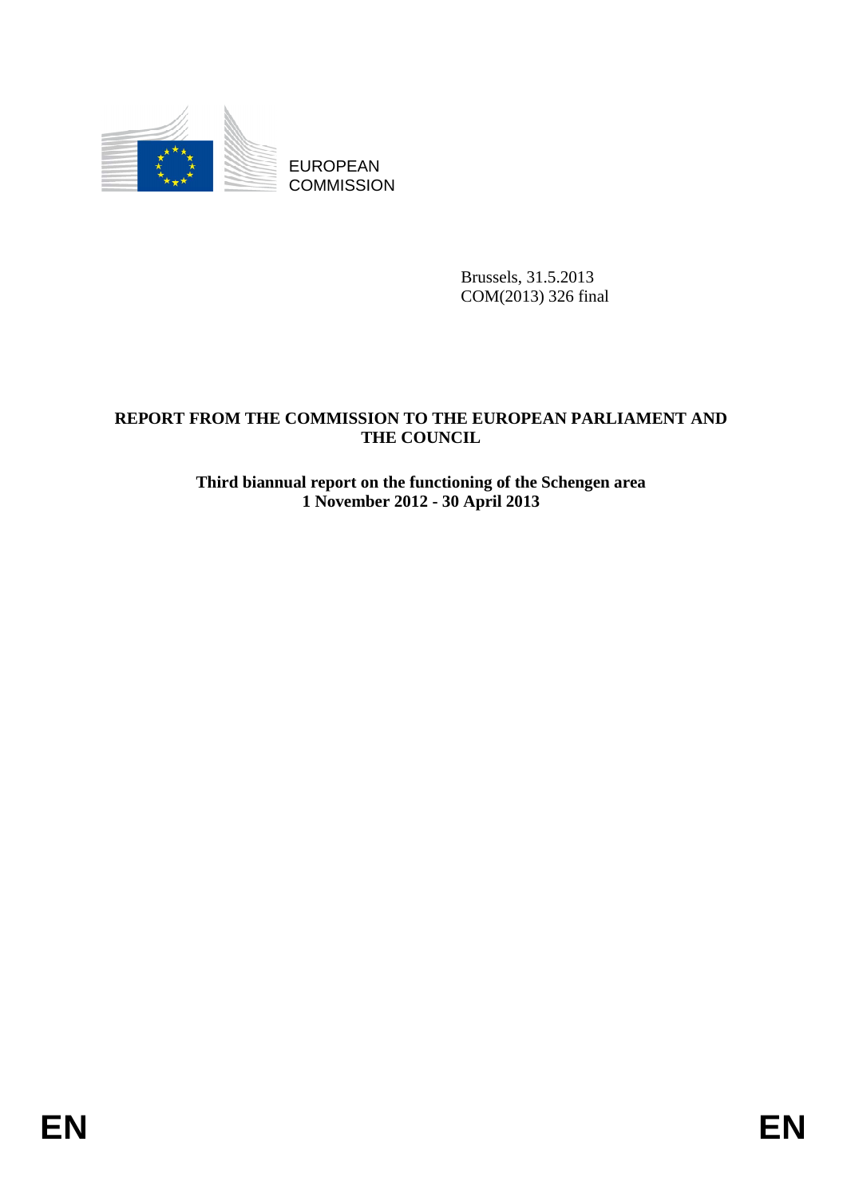EUROPEAN COMMISSION

Brussels, 31.5.2013
COM(2013) 326 final

**REPORT FROM THE COMMISSION TO THE EUROPEAN PARLIAMENT AND THE COUNCIL**

**Third biannual report on the functioning of the Schengen area**
**1 November 2012 - 30 April 2013**

EN EN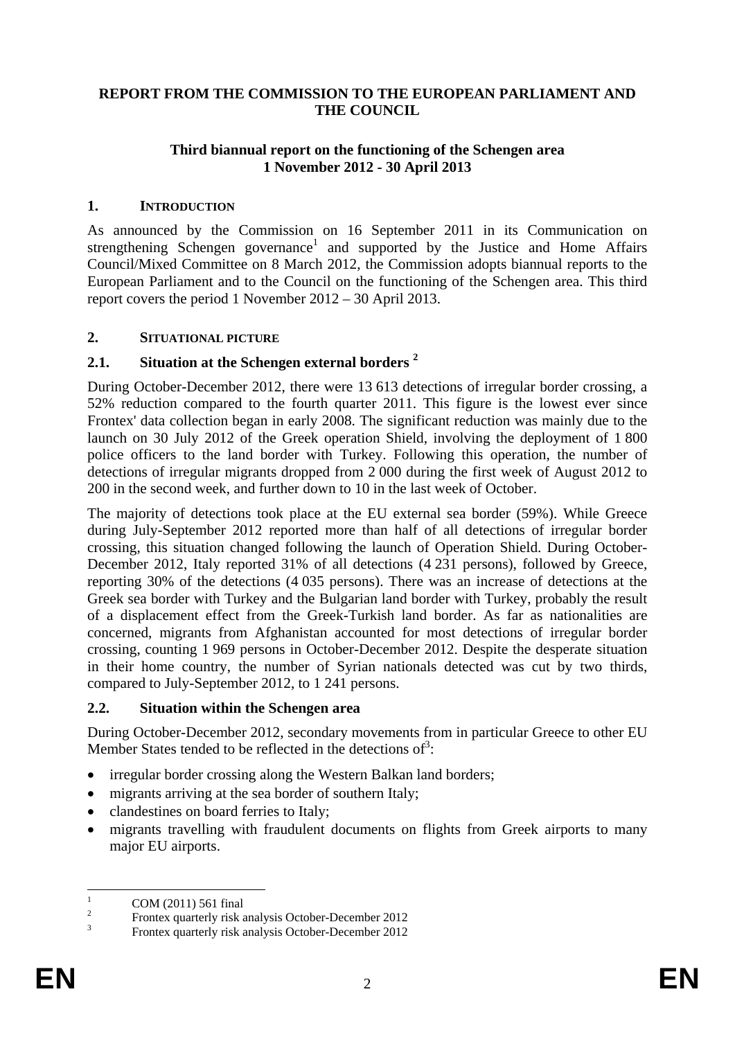**REPORT FROM THE COMMISSION TO THE EUROPEAN PARLIAMENT AND THE COUNCIL**

**Third biannual report on the functioning of the Schengen area**
**1 November 2012 - 30 April 2013**

## 1. INTRODUCTION

As announced by the Commission on 16 September 2011 in its Communication on strengthening Schengen governance[1] and supported by the Justice and Home Affairs Council/Mixed Committee on 8 March 2012, the Commission adopts biannual reports to the European Parliament and to the Council on the functioning of the Schengen area. This third report covers the period 1 November 2012 – 30 April 2013.

## 2. SITUATIONAL PICTURE

### 2.1. Situation at the Schengen external borders [2]

During October-December 2012, there were 13 613 detections of irregular border crossing, a 52% reduction compared to the fourth quarter 2011. This figure is the lowest ever since Frontex' data collection began in early 2008. The significant reduction was mainly due to the launch on 30 July 2012 of the Greek operation Shield, involving the deployment of 1 800 police officers to the land border with Turkey. Following this operation, the number of detections of irregular migrants dropped from 2 000 during the first week of August 2012 to 200 in the second week, and further down to 10 in the last week of October.

The majority of detections took place at the EU external sea border (59%). While Greece during July-September 2012 reported more than half of all detections of irregular border crossing, this situation changed following the launch of Operation Shield. During October-December 2012, Italy reported 31% of all detections (4 231 persons), followed by Greece, reporting 30% of the detections (4 035 persons). There was an increase of detections at the Greek sea border with Turkey and the Bulgarian land border with Turkey, probably the result of a displacement effect from the Greek-Turkish land border. As far as nationalities are concerned, migrants from Afghanistan accounted for most detections of irregular border crossing, counting 1 969 persons in October-December 2012. Despite the desperate situation in their home country, the number of Syrian nationals detected was cut by two thirds, compared to July-September 2012, to 1 241 persons.

### 2.2. Situation within the Schengen area

During October-December 2012, secondary movements from in particular Greece to other EU Member States tended to be reflected in the detections of[3]:

- irregular border crossing along the Western Balkan land borders;
- migrants arriving at the sea border of southern Italy;
- clandestines on board ferries to Italy;
- migrants travelling with fraudulent documents on flights from Greek airports to many major EU airports.

---

[1] COM (2011) 561 final

[2] Frontex quarterly risk analysis October-December 2012

[3] Frontex quarterly risk analysis October-December 2012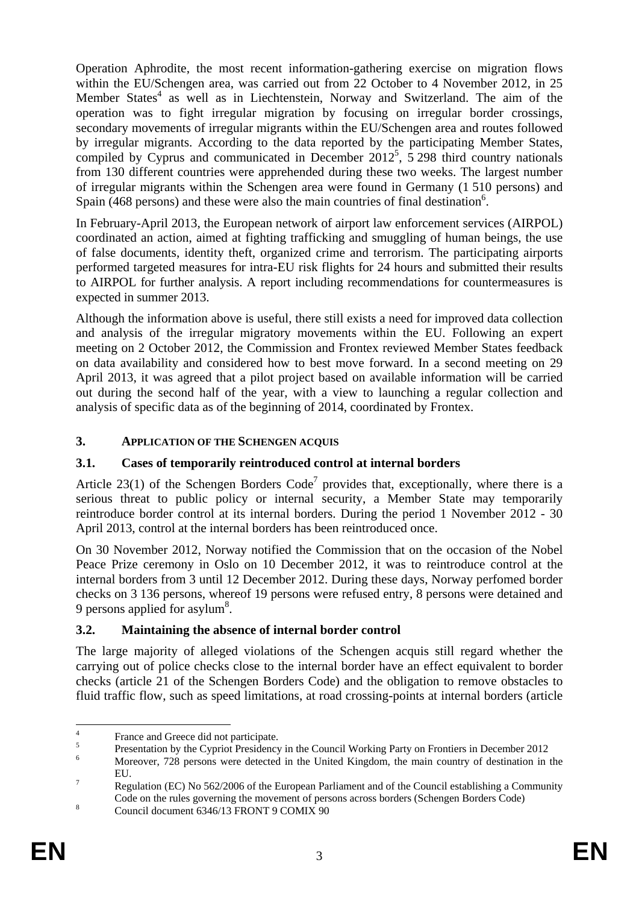Operation Aphrodite, the most recent information-gathering exercise on migration flows within the EU/Schengen area, was carried out from 22 October to 4 November 2012, in 25 Member States[4] as well as in Liechtenstein, Norway and Switzerland. The aim of the operation was to fight irregular migration by focusing on irregular border crossings, secondary movements of irregular migrants within the EU/Schengen area and routes followed by irregular migrants. According to the data reported by the participating Member States, compiled by Cyprus and communicated in December 2012[5], 5 298 third country nationals from 130 different countries were apprehended during these two weeks. The largest number of irregular migrants within the Schengen area were found in Germany (1 510 persons) and Spain (468 persons) and these were also the main countries of final destination[6].

In February-April 2013, the European network of airport law enforcement services (AIRPOL) coordinated an action, aimed at fighting trafficking and smuggling of human beings, the use of false documents, identity theft, organized crime and terrorism. The participating airports performed targeted measures for intra-EU risk flights for 24 hours and submitted their results to AIRPOL for further analysis. A report including recommendations for countermeasures is expected in summer 2013.

Although the information above is useful, there still exists a need for improved data collection and analysis of the irregular migratory movements within the EU. Following an expert meeting on 2 October 2012, the Commission and Frontex reviewed Member States feedback on data availability and considered how to best move forward. In a second meeting on 29 April 2013, it was agreed that a pilot project based on available information will be carried out during the second half of the year, with a view to launching a regular collection and analysis of specific data as of the beginning of 2014, coordinated by Frontex.

## 3. APPLICATION OF THE SCHENGEN ACQUIS

### 3.1. Cases of temporarily reintroduced control at internal borders

Article 23(1) of the Schengen Borders Code[7] provides that, exceptionally, where there is a serious threat to public policy or internal security, a Member State may temporarily reintroduce border control at its internal borders. During the period 1 November 2012 - 30 April 2013, control at the internal borders has been reintroduced once.

On 30 November 2012, Norway notified the Commission that on the occasion of the Nobel Peace Prize ceremony in Oslo on 10 December 2012, it was to reintroduce control at the internal borders from 3 until 12 December 2012. During these days, Norway perfomed border checks on 3 136 persons, whereof 19 persons were refused entry, 8 persons were detained and 9 persons applied for asylum[8].

### 3.2. Maintaining the absence of internal border control

The large majority of alleged violations of the Schengen acquis still regard whether the carrying out of police checks close to the internal border have an effect equivalent to border checks (article 21 of the Schengen Borders Code) and the obligation to remove obstacles to fluid traffic flow, such as speed limitations, at road crossing-points at internal borders (article

---

[4] France and Greece did not participate.

[5] Presentation by the Cypriot Presidency in the Council Working Party on Frontiers in December 2012

[6] Moreover, 728 persons were detected in the United Kingdom, the main country of destination in the EU.

[7] Regulation (EC) No 562/2006 of the European Parliament and of the Council establishing a Community Code on the rules governing the movement of persons across borders (Schengen Borders Code)

[8] Council document 6346/13 FRONT 9 COMIX 90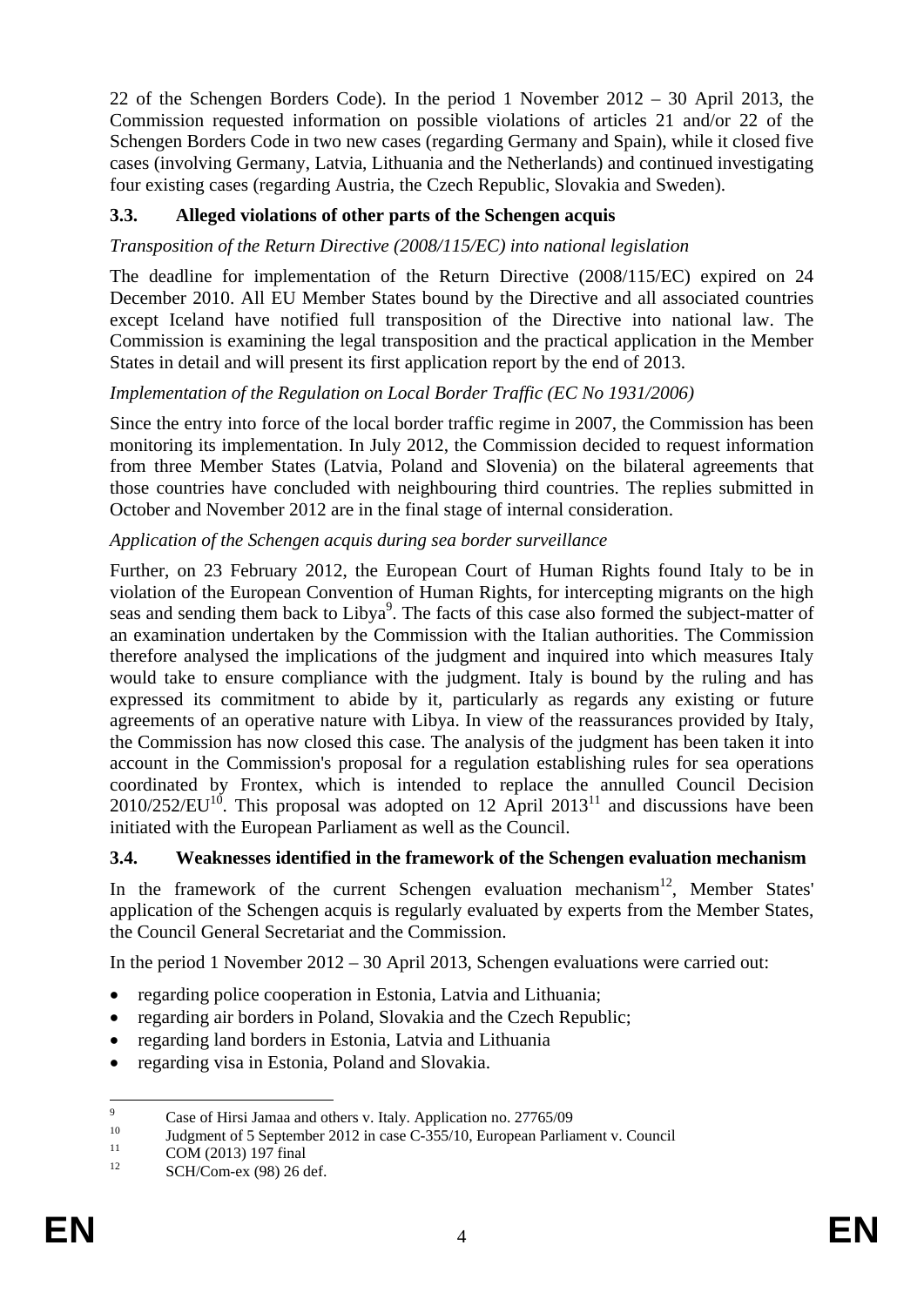22 of the Schengen Borders Code). In the period 1 November 2012 – 30 April 2013, the Commission requested information on possible violations of articles 21 and/or 22 of the Schengen Borders Code in two new cases (regarding Germany and Spain), while it closed five cases (involving Germany, Latvia, Lithuania and the Netherlands) and continued investigating four existing cases (regarding Austria, the Czech Republic, Slovakia and Sweden).

### 3.3. Alleged violations of other parts of the Schengen acquis

*Transposition of the Return Directive (2008/115/EC) into national legislation*

The deadline for implementation of the Return Directive (2008/115/EC) expired on 24 December 2010. All EU Member States bound by the Directive and all associated countries except Iceland have notified full transposition of the Directive into national law. The Commission is examining the legal transposition and the practical application in the Member States in detail and will present its first application report by the end of 2013.

*Implementation of the Regulation on Local Border Traffic (EC No 1931/2006)*

Since the entry into force of the local border traffic regime in 2007, the Commission has been monitoring its implementation. In July 2012, the Commission decided to request information from three Member States (Latvia, Poland and Slovenia) on the bilateral agreements that those countries have concluded with neighbouring third countries. The replies submitted in October and November 2012 are in the final stage of internal consideration.

*Application of the Schengen acquis during sea border surveillance*

Further, on 23 February 2012, the European Court of Human Rights found Italy to be in violation of the European Convention of Human Rights, for intercepting migrants on the high seas and sending them back to Libya[9]. The facts of this case also formed the subject-matter of an examination undertaken by the Commission with the Italian authorities. The Commission therefore analysed the implications of the judgment and inquired into which measures Italy would take to ensure compliance with the judgment. Italy is bound by the ruling and has expressed its commitment to abide by it, particularly as regards any existing or future agreements of an operative nature with Libya. In view of the reassurances provided by Italy, the Commission has now closed this case. The analysis of the judgment has been taken it into account in the Commission's proposal for a regulation establishing rules for sea operations coordinated by Frontex, which is intended to replace the annulled Council Decision 2010/252/EU[10]. This proposal was adopted on 12 April 2013[11] and discussions have been initiated with the European Parliament as well as the Council.

### 3.4. Weaknesses identified in the framework of the Schengen evaluation mechanism

In the framework of the current Schengen evaluation mechanism[12], Member States' application of the Schengen acquis is regularly evaluated by experts from the Member States, the Council General Secretariat and the Commission.

In the period 1 November 2012 – 30 April 2013, Schengen evaluations were carried out:

- regarding police cooperation in Estonia, Latvia and Lithuania;
- regarding air borders in Poland, Slovakia and the Czech Republic;
- regarding land borders in Estonia, Latvia and Lithuania
- regarding visa in Estonia, Poland and Slovakia.

---

[9] Case of Hirsi Jamaa and others v. Italy. Application no. 27765/09

[10] Judgment of 5 September 2012 in case C-355/10, European Parliament v. Council

[11] COM (2013) 197 final

[12] SCH/Com-ex (98) 26 def.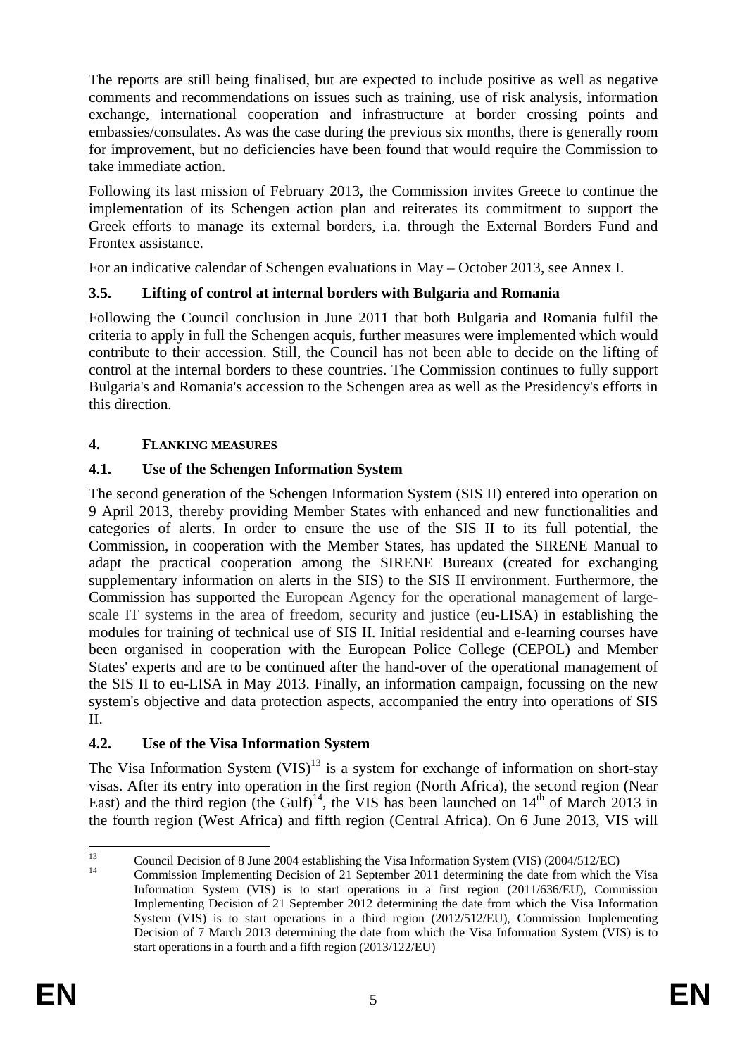The reports are still being finalised, but are expected to include positive as well as negative comments and recommendations on issues such as training, use of risk analysis, information exchange, international cooperation and infrastructure at border crossing points and embassies/consulates. As was the case during the previous six months, there is generally room for improvement, but no deficiencies have been found that would require the Commission to take immediate action.

Following its last mission of February 2013, the Commission invites Greece to continue the implementation of its Schengen action plan and reiterates its commitment to support the Greek efforts to manage its external borders, i.a. through the External Borders Fund and Frontex assistance.

For an indicative calendar of Schengen evaluations in May – October 2013, see Annex I.

### 3.5. Lifting of control at internal borders with Bulgaria and Romania

Following the Council conclusion in June 2011 that both Bulgaria and Romania fulfil the criteria to apply in full the Schengen acquis, further measures were implemented which would contribute to their accession. Still, the Council has not been able to decide on the lifting of control at the internal borders to these countries. The Commission continues to fully support Bulgaria's and Romania's accession to the Schengen area as well as the Presidency's efforts in this direction.

## 4. FLANKING MEASURES

### 4.1. Use of the Schengen Information System

The second generation of the Schengen Information System (SIS II) entered into operation on 9 April 2013, thereby providing Member States with enhanced and new functionalities and categories of alerts. In order to ensure the use of the SIS II to its full potential, the Commission, in cooperation with the Member States, has updated the SIRENE Manual to adapt the practical cooperation among the SIRENE Bureaux (created for exchanging supplementary information on alerts in the SIS) to the SIS II environment. Furthermore, the Commission has supported the European Agency for the operational management of large-scale IT systems in the area of freedom, security and justice (eu-LISA) in establishing the modules for training of technical use of SIS II. Initial residential and e-learning courses have been organised in cooperation with the European Police College (CEPOL) and Member States' experts and are to be continued after the hand-over of the operational management of the SIS II to eu-LISA in May 2013. Finally, an information campaign, focussing on the new system's objective and data protection aspects, accompanied the entry into operations of SIS II.

### 4.2. Use of the Visa Information System

The Visa Information System (VIS)[13] is a system for exchange of information on short-stay visas. After its entry into operation in the first region (North Africa), the second region (Near East) and the third region (the Gulf)[14], the VIS has been launched on 14th of March 2013 in the fourth region (West Africa) and fifth region (Central Africa). On 6 June 2013, VIS will

---

[13] Council Decision of 8 June 2004 establishing the Visa Information System (VIS) (2004/512/EC)

[14] Commission Implementing Decision of 21 September 2011 determining the date from which the Visa Information System (VIS) is to start operations in a first region (2011/636/EU), Commission Implementing Decision of 21 September 2012 determining the date from which the Visa Information System (VIS) is to start operations in a third region (2012/512/EU), Commission Implementing Decision of 7 March 2013 determining the date from which the Visa Information System (VIS) is to start operations in a fourth and a fifth region (2013/122/EU)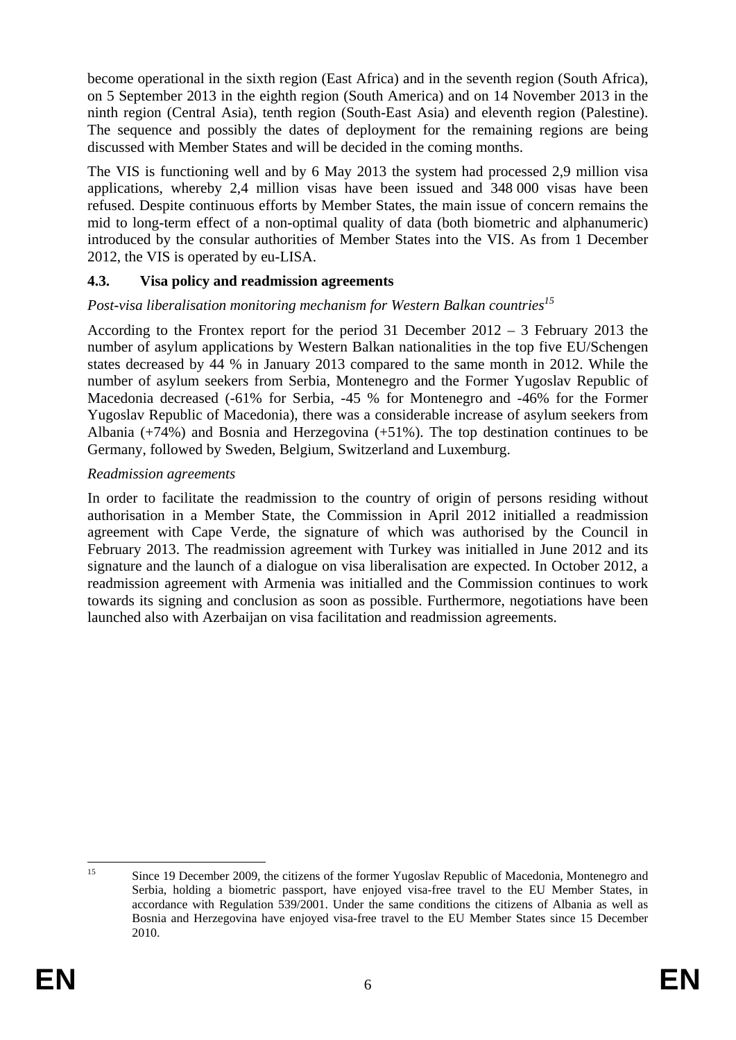become operational in the sixth region (East Africa) and in the seventh region (South Africa), on 5 September 2013 in the eighth region (South America) and on 14 November 2013 in the ninth region (Central Asia), tenth region (South-East Asia) and eleventh region (Palestine). The sequence and possibly the dates of deployment for the remaining regions are being discussed with Member States and will be decided in the coming months.

The VIS is functioning well and by 6 May 2013 the system had processed 2,9 million visa applications, whereby 2,4 million visas have been issued and 348 000 visas have been refused. Despite continuous efforts by Member States, the main issue of concern remains the mid to long-term effect of a non-optimal quality of data (both biometric and alphanumeric) introduced by the consular authorities of Member States into the VIS. As from 1 December 2012, the VIS is operated by eu-LISA.

### 4.3. Visa policy and readmission agreements

*Post-visa liberalisation monitoring mechanism for Western Balkan countries*[15]

According to the Frontex report for the period 31 December 2012 – 3 February 2013 the number of asylum applications by Western Balkan nationalities in the top five EU/Schengen states decreased by 44 % in January 2013 compared to the same month in 2012. While the number of asylum seekers from Serbia, Montenegro and the Former Yugoslav Republic of Macedonia decreased (-61% for Serbia, -45 % for Montenegro and -46% for the Former Yugoslav Republic of Macedonia), there was a considerable increase of asylum seekers from Albania (+74%) and Bosnia and Herzegovina (+51%). The top destination continues to be Germany, followed by Sweden, Belgium, Switzerland and Luxemburg.

*Readmission agreements*

In order to facilitate the readmission to the country of origin of persons residing without authorisation in a Member State, the Commission in April 2012 initialled a readmission agreement with Cape Verde, the signature of which was authorised by the Council in February 2013. The readmission agreement with Turkey was initialled in June 2012 and its signature and the launch of a dialogue on visa liberalisation are expected. In October 2012, a readmission agreement with Armenia was initialled and the Commission continues to work towards its signing and conclusion as soon as possible. Furthermore, negotiations have been launched also with Azerbaijan on visa facilitation and readmission agreements.

---

[15] Since 19 December 2009, the citizens of the former Yugoslav Republic of Macedonia, Montenegro and Serbia, holding a biometric passport, have enjoyed visa-free travel to the EU Member States, in accordance with Regulation 539/2001. Under the same conditions the citizens of Albania as well as Bosnia and Herzegovina have enjoyed visa-free travel to the EU Member States since 15 December 2010.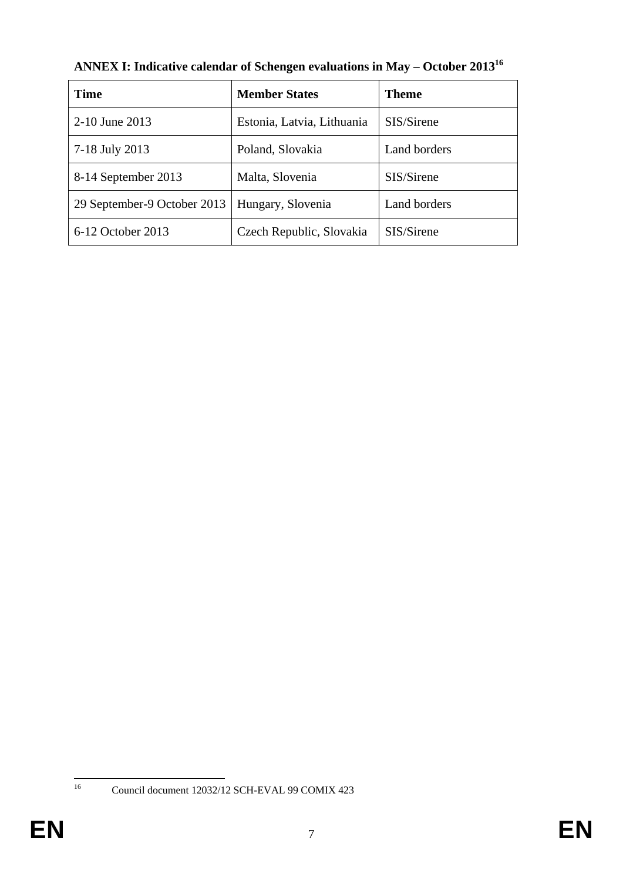**ANNEX I: Indicative calendar of Schengen evaluations in May – October 2013**[16]

| Time | Member States | Theme |
|---|---|---|
| 2-10 June 2013 | Estonia, Latvia, Lithuania | SIS/Sirene |
| 7-18 July 2013 | Poland, Slovakia | Land borders |
| 8-14 September 2013 | Malta, Slovenia | SIS/Sirene |
| 29 September-9 October 2013 | Hungary, Slovenia | Land borders |
| 6-12 October 2013 | Czech Republic, Slovakia | SIS/Sirene |

[16] Council document 12032/12 SCH-EVAL 99 COMIX 423